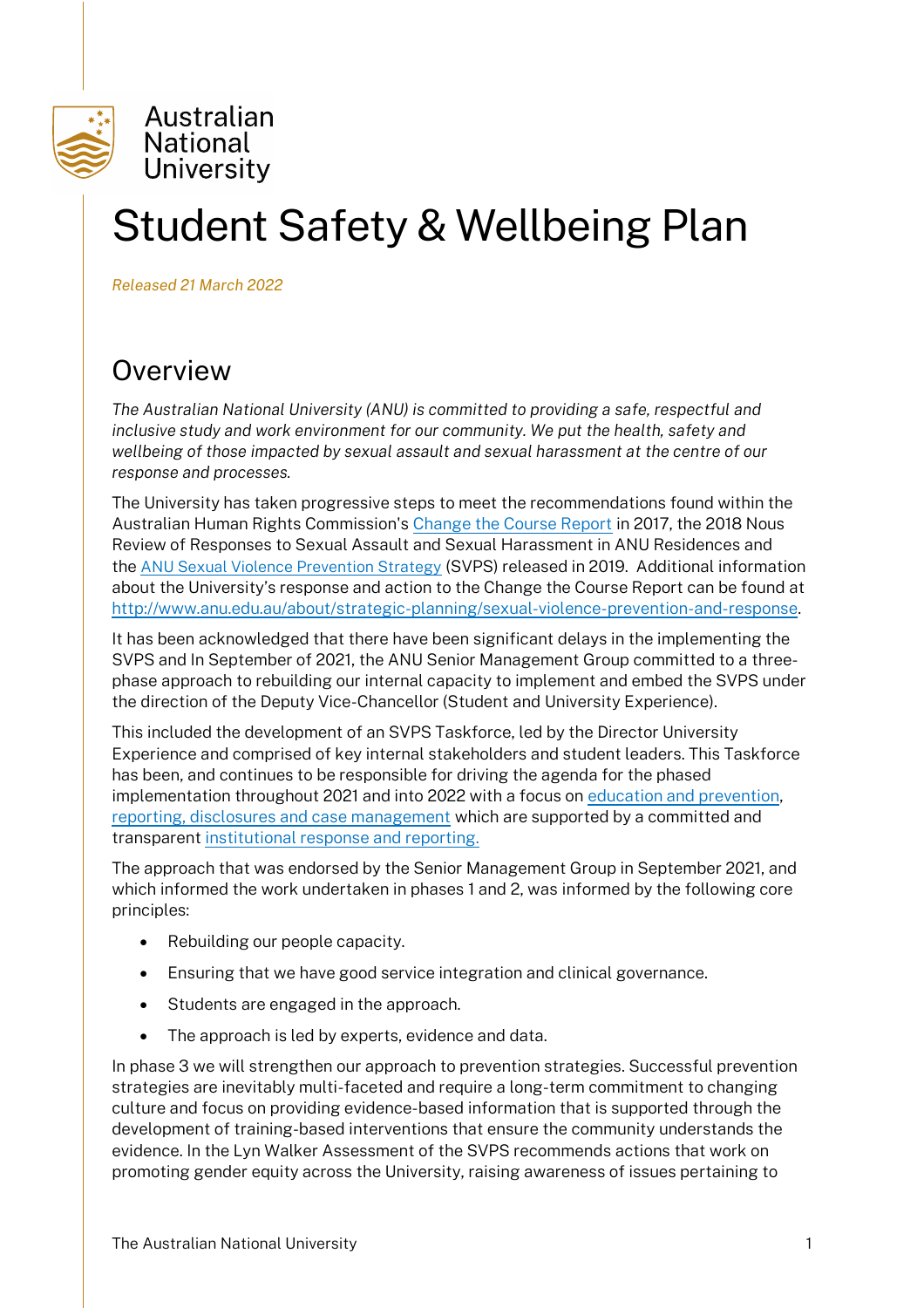Australian National University

# Student Safety & Wellbeing Plan

*Released 21 March 2022*

## Overview

*The Australian National University (ANU) is committed to providing a safe, respectful and inclusive study and work environment for our community. We put the health, safety and wellbeing of those impacted by sexual assault and sexual harassment at the centre of our response and processes.*

The University has taken progressive steps to meet the recommendations found within the Australian Human Rights Commission's [Change the Course Report](#) in 2017, the 2018 Nous Review of Responses to Sexual Assault and Sexual Harassment in ANU Residences and the [ANU Sexual Violence Prevention Strategy](#) (SVPS) released in 2019. Additional information about the University's response and action to the Change the Course Report can be found at [http://www.anu.edu.au/about/strategic-planning/sexual-violence-prevention-and-response](http://www.anu.edu.au/about/strategic-planning/sexual-violence-prevention-and-response).

It has been acknowledged that there have been significant delays in the implementing the SVPS and In September of 2021, the ANU Senior Management Group committed to a three-phase approach to rebuilding our internal capacity to implement and embed the SVPS under the direction of the Deputy Vice-Chancellor (Student and University Experience).

This included the development of an SVPS Taskforce, led by the Director University Experience and comprised of key internal stakeholders and student leaders. This Taskforce has been, and continues to be responsible for driving the agenda for the phased implementation throughout 2021 and into 2022 with a focus on [education and prevention](#), [reporting, disclosures and case management](#) which are supported by a committed and transparent [institutional response and reporting.](#)

The approach that was endorsed by the Senior Management Group in September 2021, and which informed the work undertaken in phases 1 and 2, was informed by the following core principles:

- Rebuilding our people capacity.
- Ensuring that we have good service integration and clinical governance.
- Students are engaged in the approach.
- The approach is led by experts, evidence and data.

In phase 3 we will strengthen our approach to prevention strategies. Successful prevention strategies are inevitably multi-faceted and require a long-term commitment to changing culture and focus on providing evidence-based information that is supported through the development of training-based interventions that ensure the community understands the evidence. In the Lyn Walker Assessment of the SVPS recommends actions that work on promoting gender equity across the University, raising awareness of issues pertaining to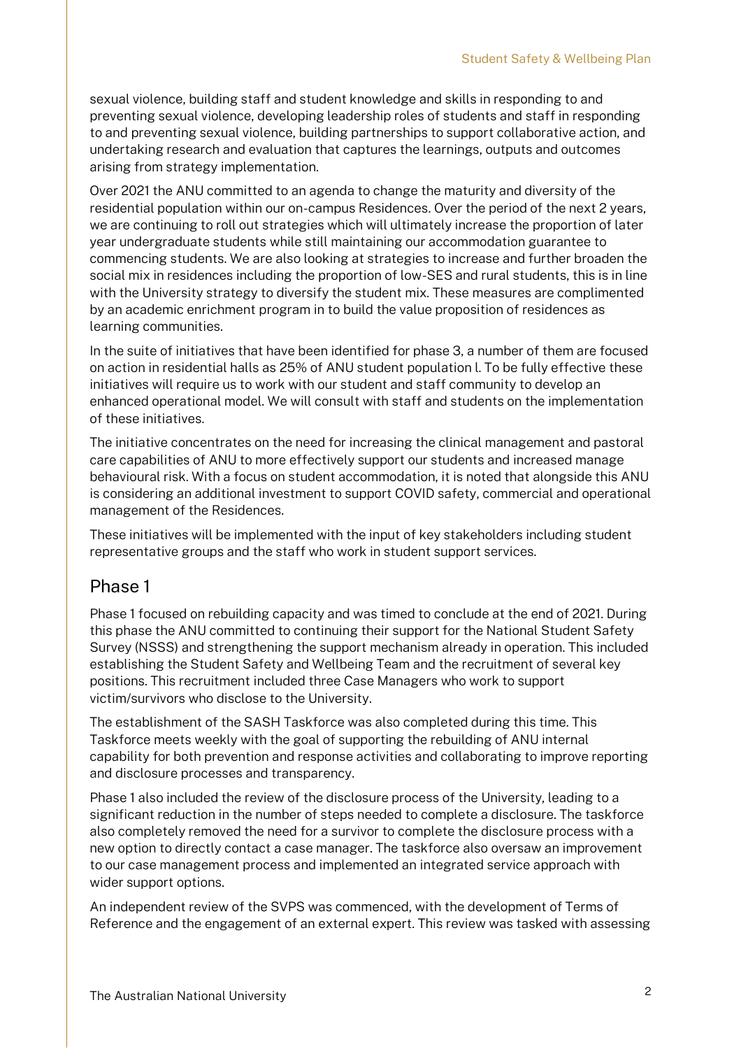sexual violence, building staff and student knowledge and skills in responding to and preventing sexual violence, developing leadership roles of students and staff in responding to and preventing sexual violence, building partnerships to support collaborative action, and undertaking research and evaluation that captures the learnings, outputs and outcomes arising from strategy implementation.

Over 2021 the ANU committed to an agenda to change the maturity and diversity of the residential population within our on-campus Residences. Over the period of the next 2 years, we are continuing to roll out strategies which will ultimately increase the proportion of later year undergraduate students while still maintaining our accommodation guarantee to commencing students. We are also looking at strategies to increase and further broaden the social mix in residences including the proportion of low-SES and rural students, this is in line with the University strategy to diversify the student mix. These measures are complimented by an academic enrichment program in to build the value proposition of residences as learning communities.

In the suite of initiatives that have been identified for phase 3, a number of them are focused on action in residential halls as 25% of ANU student population l. To be fully effective these initiatives will require us to work with our student and staff community to develop an enhanced operational model. We will consult with staff and students on the implementation of these initiatives.

The initiative concentrates on the need for increasing the clinical management and pastoral care capabilities of ANU to more effectively support our students and increased manage behavioural risk. With a focus on student accommodation, it is noted that alongside this ANU is considering an additional investment to support COVID safety, commercial and operational management of the Residences.

These initiatives will be implemented with the input of key stakeholders including student representative groups and the staff who work in student support services.

## Phase 1

Phase 1 focused on rebuilding capacity and was timed to conclude at the end of 2021. During this phase the ANU committed to continuing their support for the National Student Safety Survey (NSSS) and strengthening the support mechanism already in operation. This included establishing the Student Safety and Wellbeing Team and the recruitment of several key positions. This recruitment included three Case Managers who work to support victim/survivors who disclose to the University.

The establishment of the SASH Taskforce was also completed during this time. This Taskforce meets weekly with the goal of supporting the rebuilding of ANU internal capability for both prevention and response activities and collaborating to improve reporting and disclosure processes and transparency.

Phase 1 also included the review of the disclosure process of the University, leading to a significant reduction in the number of steps needed to complete a disclosure. The taskforce also completely removed the need for a survivor to complete the disclosure process with a new option to directly contact a case manager. The taskforce also oversaw an improvement to our case management process and implemented an integrated service approach with wider support options.

An independent review of the SVPS was commenced, with the development of Terms of Reference and the engagement of an external expert. This review was tasked with assessing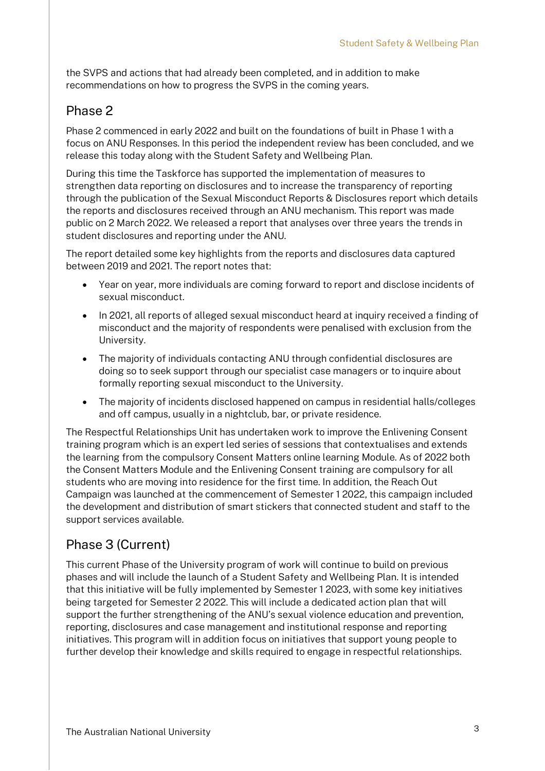the SVPS and actions that had already been completed, and in addition to make recommendations on how to progress the SVPS in the coming years.

## Phase 2

Phase 2 commenced in early 2022 and built on the foundations of built in Phase 1 with a focus on ANU Responses. In this period the independent review has been concluded, and we release this today along with the Student Safety and Wellbeing Plan.

During this time the Taskforce has supported the implementation of measures to strengthen data reporting on disclosures and to increase the transparency of reporting through the publication of the Sexual Misconduct Reports & Disclosures report which details the reports and disclosures received through an ANU mechanism. This report was made public on 2 March 2022. We released a report that analyses over three years the trends in student disclosures and reporting under the ANU.

The report detailed some key highlights from the reports and disclosures data captured between 2019 and 2021. The report notes that:

- Year on year, more individuals are coming forward to report and disclose incidents of sexual misconduct.
- In 2021, all reports of alleged sexual misconduct heard at inquiry received a finding of misconduct and the majority of respondents were penalised with exclusion from the University.
- The majority of individuals contacting ANU through confidential disclosures are doing so to seek support through our specialist case managers or to inquire about formally reporting sexual misconduct to the University.
- The majority of incidents disclosed happened on campus in residential halls/colleges and off campus, usually in a nightclub, bar, or private residence.

The Respectful Relationships Unit has undertaken work to improve the Enlivening Consent training program which is an expert led series of sessions that contextualises and extends the learning from the compulsory Consent Matters online learning Module. As of 2022 both the Consent Matters Module and the Enlivening Consent training are compulsory for all students who are moving into residence for the first time. In addition, the Reach Out Campaign was launched at the commencement of Semester 1 2022, this campaign included the development and distribution of smart stickers that connected student and staff to the support services available.

## Phase 3 (Current)

This current Phase of the University program of work will continue to build on previous phases and will include the launch of a Student Safety and Wellbeing Plan. It is intended that this initiative will be fully implemented by Semester 1 2023, with some key initiatives being targeted for Semester 2 2022. This will include a dedicated action plan that will support the further strengthening of the ANU's sexual violence education and prevention, reporting, disclosures and case management and institutional response and reporting initiatives. This program will in addition focus on initiatives that support young people to further develop their knowledge and skills required to engage in respectful relationships.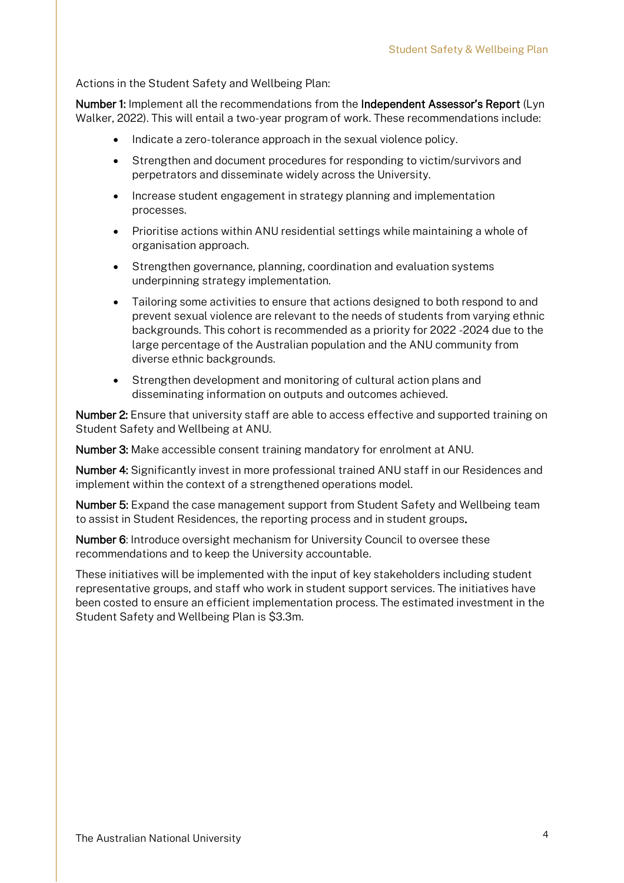Actions in the Student Safety and Wellbeing Plan:

**Number 1:** Implement all the recommendations from the **Independent Assessor's Report** (Lyn Walker, 2022). This will entail a two-year program of work. These recommendations include:

- Indicate a zero-tolerance approach in the sexual violence policy.
- Strengthen and document procedures for responding to victim/survivors and perpetrators and disseminate widely across the University.
- Increase student engagement in strategy planning and implementation processes.
- Prioritise actions within ANU residential settings while maintaining a whole of organisation approach.
- Strengthen governance, planning, coordination and evaluation systems underpinning strategy implementation.
- Tailoring some activities to ensure that actions designed to both respond to and prevent sexual violence are relevant to the needs of students from varying ethnic backgrounds. This cohort is recommended as a priority for 2022 -2024 due to the large percentage of the Australian population and the ANU community from diverse ethnic backgrounds.
- Strengthen development and monitoring of cultural action plans and disseminating information on outputs and outcomes achieved.

**Number 2:** Ensure that university staff are able to access effective and supported training on Student Safety and Wellbeing at ANU.

**Number 3:** Make accessible consent training mandatory for enrolment at ANU.

**Number 4:** Significantly invest in more professional trained ANU staff in our Residences and implement within the context of a strengthened operations model.

**Number 5:** Expand the case management support from Student Safety and Wellbeing team to assist in Student Residences, the reporting process and in student groups.

**Number 6**: Introduce oversight mechanism for University Council to oversee these recommendations and to keep the University accountable.

These initiatives will be implemented with the input of key stakeholders including student representative groups, and staff who work in student support services. The initiatives have been costed to ensure an efficient implementation process. The estimated investment in the Student Safety and Wellbeing Plan is $3.3m.